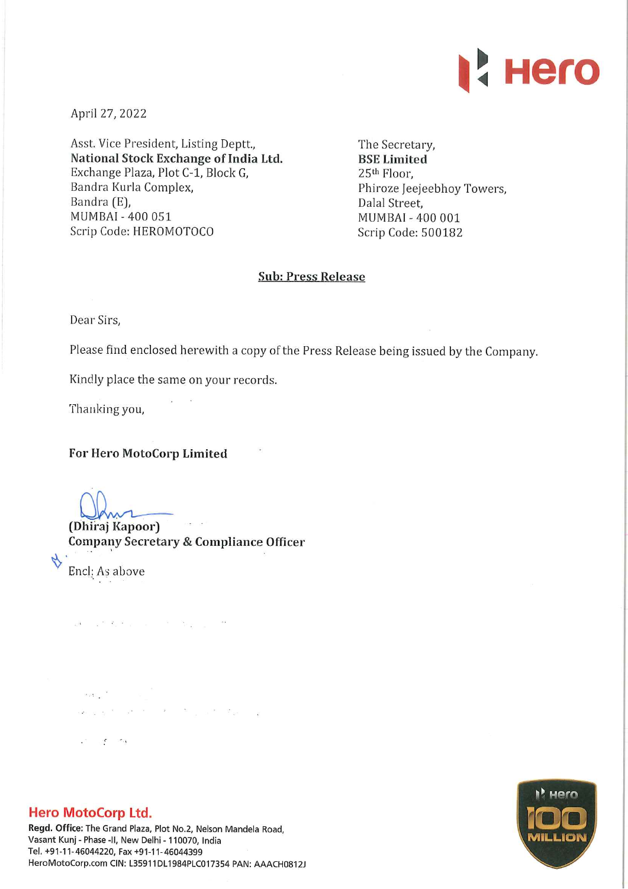April 27, 2022

Asst. Vice President, Listing Deptt.,
**National Stock Exchange of India Ltd.**
Exchange Plaza, Plot C-1, Block G,
Bandra Kurla Complex,
Bandra (E),
MUMBAI - 400 051
Scrip Code: HEROMOTOCO

The Secretary,
**BSE Limited**
25th Floor,
Phiroze Jeejeebhoy Towers,
Dalal Street,
MUMBAI - 400 001
Scrip Code: 500182

**Sub: Press Release**

Dear Sirs,

Please find enclosed herewith a copy of the Press Release being issued by the Company.

Kindly place the same on your records.

Thanking you,

**For Hero MotoCorp Limited**

**(Dhiraj Kapoor)**
**Company Secretary & Compliance Officer**

Encl: As above

**Hero MotoCorp Ltd.**
**Regd. Office:** The Grand Plaza, Plot No.2, Nelson Mandela Road, Vasant Kunj - Phase -II, New Delhi - 110070, India
Tel. +91-11-46044220, Fax +91-11-46044399
HeroMotoCorp.com CIN: L35911DL1984PLC017354 PAN: AAACH0812J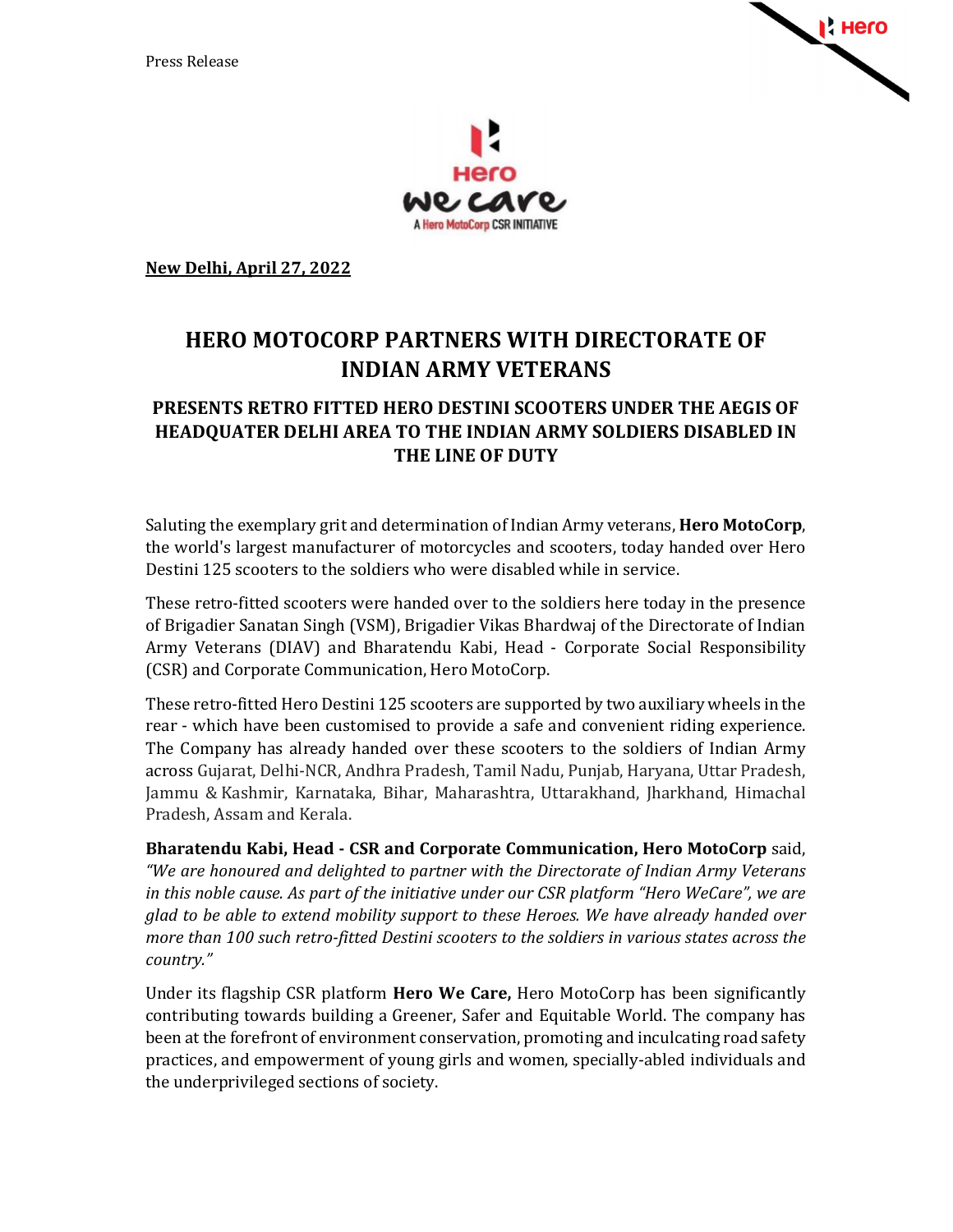Press Release

**New Delhi, April 27, 2022**

# HERO MOTOCORP PARTNERS WITH DIRECTORATE OF INDIAN ARMY VETERANS

## PRESENTS RETRO FITTED HERO DESTINI SCOOTERS UNDER THE AEGIS OF HEADQUATER DELHI AREA TO THE INDIAN ARMY SOLDIERS DISABLED IN THE LINE OF DUTY

Saluting the exemplary grit and determination of Indian Army veterans, **Hero MotoCorp**, the world's largest manufacturer of motorcycles and scooters, today handed over Hero Destini 125 scooters to the soldiers who were disabled while in service.

These retro-fitted scooters were handed over to the soldiers here today in the presence of Brigadier Sanatan Singh (VSM), Brigadier Vikas Bhardwaj of the Directorate of Indian Army Veterans (DIAV) and Bharatendu Kabi, Head - Corporate Social Responsibility (CSR) and Corporate Communication, Hero MotoCorp.

These retro-fitted Hero Destini 125 scooters are supported by two auxiliary wheels in the rear - which have been customised to provide a safe and convenient riding experience. The Company has already handed over these scooters to the soldiers of Indian Army across Gujarat, Delhi-NCR, Andhra Pradesh, Tamil Nadu, Punjab, Haryana, Uttar Pradesh, Jammu & Kashmir, Karnataka, Bihar, Maharashtra, Uttarakhand, Jharkhand, Himachal Pradesh, Assam and Kerala.

**Bharatendu Kabi, Head - CSR and Corporate Communication, Hero MotoCorp** said, *"We are honoured and delighted to partner with the Directorate of Indian Army Veterans in this noble cause. As part of the initiative under our CSR platform "Hero WeCare", we are glad to be able to extend mobility support to these Heroes. We have already handed over more than 100 such retro-fitted Destini scooters to the soldiers in various states across the country."*

Under its flagship CSR platform **Hero We Care,** Hero MotoCorp has been significantly contributing towards building a Greener, Safer and Equitable World. The company has been at the forefront of environment conservation, promoting and inculcating road safety practices, and empowerment of young girls and women, specially-abled individuals and the underprivileged sections of society.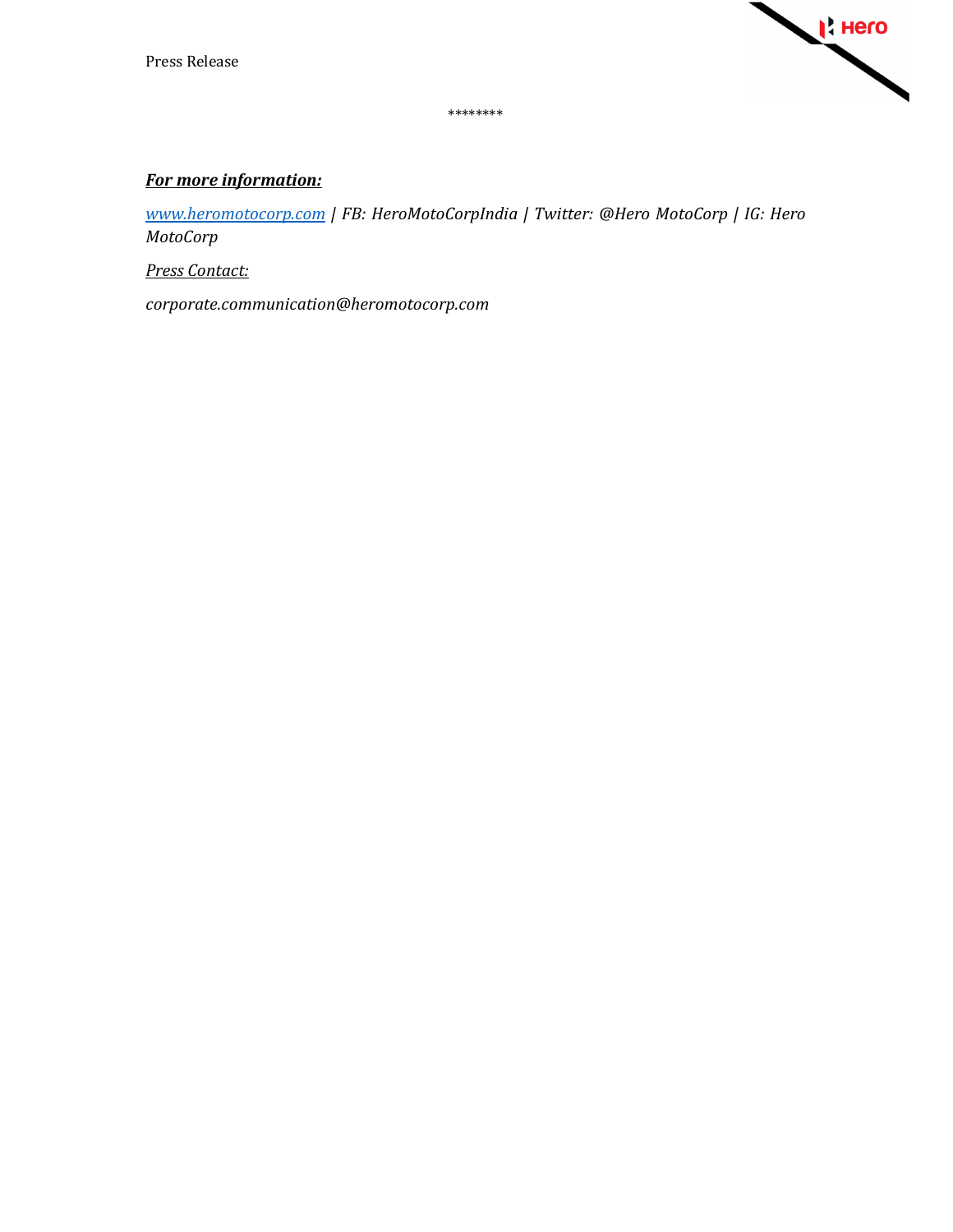********

***For more information:***

*[www.heromotocorp.com](http://www.heromotocorp.com) | FB: HeroMotoCorpIndia | Twitter: @Hero MotoCorp | IG: Hero MotoCorp*

*Press Contact:*

*corporate.communication@heromotocorp.com*